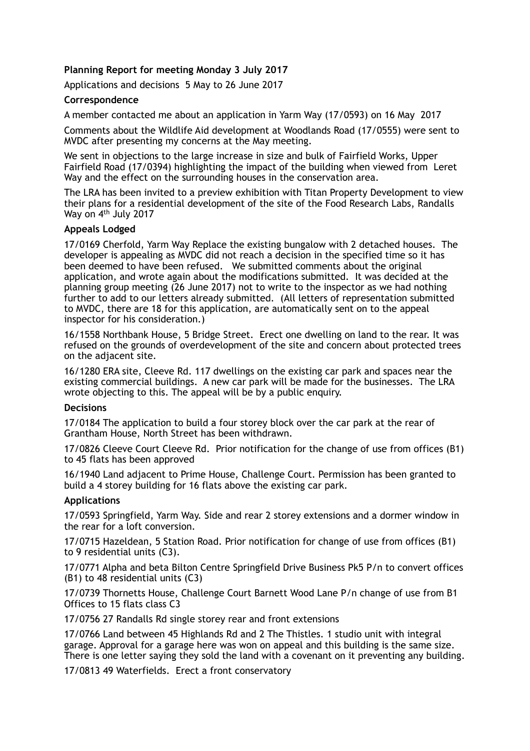**Planning Report for meeting Monday 3 July 2017**

Applications and decisions 5 May to 26 June 2017

**Correspondence**

A member contacted me about an application in Yarm Way (17/0593) on 16 May 2017

Comments about the Wildlife Aid development at Woodlands Road (17/0555) were sent to MVDC after presenting my concerns at the May meeting.

We sent in objections to the large increase in size and bulk of Fairfield Works, Upper Fairfield Road (17/0394) highlighting the impact of the building when viewed from Leret Way and the effect on the surrounding houses in the conservation area.

The LRA has been invited to a preview exhibition with Titan Property Development to view their plans for a residential development of the site of the Food Research Labs, Randalls Way on 4th July 2017

**Appeals Lodged**

17/0169 Cherfold, Yarm Way Replace the existing bungalow with 2 detached houses. The developer is appealing as MVDC did not reach a decision in the specified time so it has been deemed to have been refused. We submitted comments about the original application, and wrote again about the modifications submitted. It was decided at the planning group meeting (26 June 2017) not to write to the inspector as we had nothing further to add to our letters already submitted. (All letters of representation submitted to MVDC, there are 18 for this application, are automatically sent on to the appeal inspector for his consideration.)

16/1558 Northbank House, 5 Bridge Street. Erect one dwelling on land to the rear. It was refused on the grounds of overdevelopment of the site and concern about protected trees on the adjacent site.

16/1280 ERA site, Cleeve Rd. 117 dwellings on the existing car park and spaces near the existing commercial buildings. A new car park will be made for the businesses. The LRA wrote objecting to this. The appeal will be by a public enquiry.

**Decisions**

17/0184 The application to build a four storey block over the car park at the rear of Grantham House, North Street has been withdrawn.

17/0826 Cleeve Court Cleeve Rd. Prior notification for the change of use from offices (B1) to 45 flats has been approved

16/1940 Land adjacent to Prime House, Challenge Court. Permission has been granted to build a 4 storey building for 16 flats above the existing car park.

**Applications**

17/0593 Springfield, Yarm Way. Side and rear 2 storey extensions and a dormer window in the rear for a loft conversion.

17/0715 Hazeldean, 5 Station Road. Prior notification for change of use from offices (B1) to 9 residential units (C3).

17/0771 Alpha and beta Bilton Centre Springfield Drive Business Pk5 P/n to convert offices (B1) to 48 residential units (C3)

17/0739 Thornetts House, Challenge Court Barnett Wood Lane P/n change of use from B1 Offices to 15 flats class C3

17/0756 27 Randalls Rd single storey rear and front extensions

17/0766 Land between 45 Highlands Rd and 2 The Thistles. 1 studio unit with integral garage. Approval for a garage here was won on appeal and this building is the same size. There is one letter saying they sold the land with a covenant on it preventing any building.

17/0813 49 Waterfields. Erect a front conservatory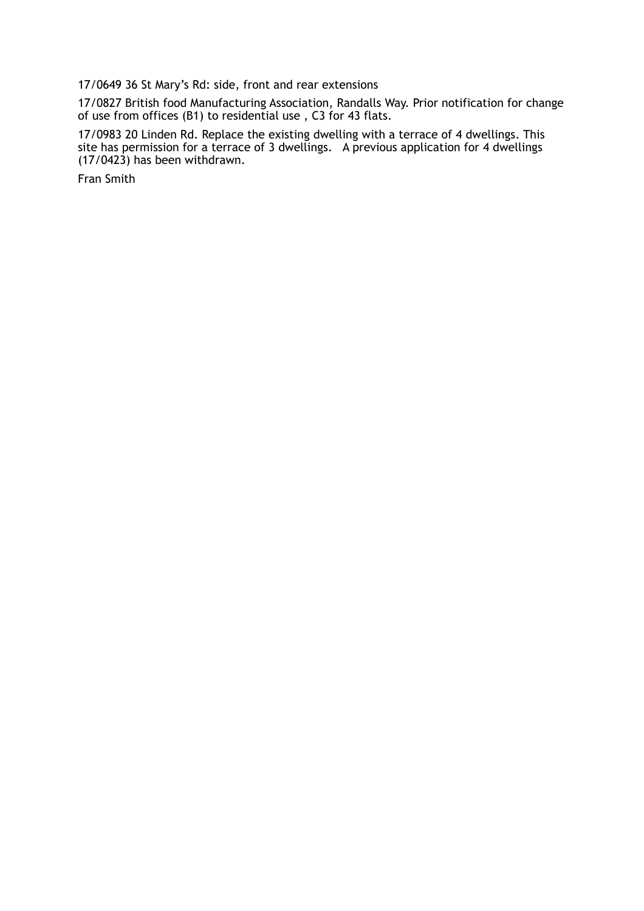17/0649 36 St Mary's Rd: side, front and rear extensions

17/0827 British food Manufacturing Association, Randalls Way. Prior notification for change of use from offices (B1) to residential use , C3 for 43 flats.

17/0983 20 Linden Rd. Replace the existing dwelling with a terrace of 4 dwellings. This site has permission for a terrace of 3 dwellings. A previous application for 4 dwellings (17/0423) has been withdrawn.

Fran Smith